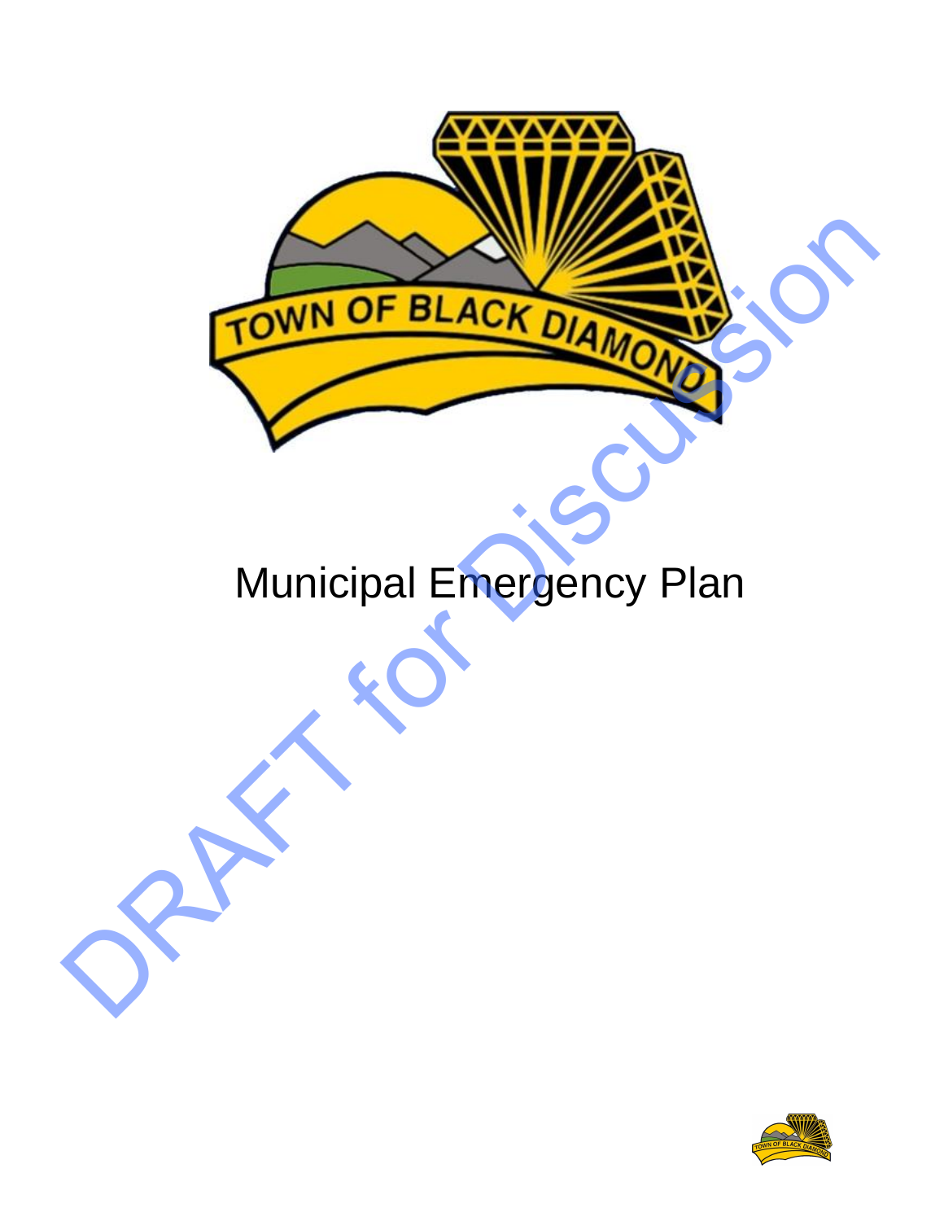# Municipal Emergency Plan

DRAFT for Discussion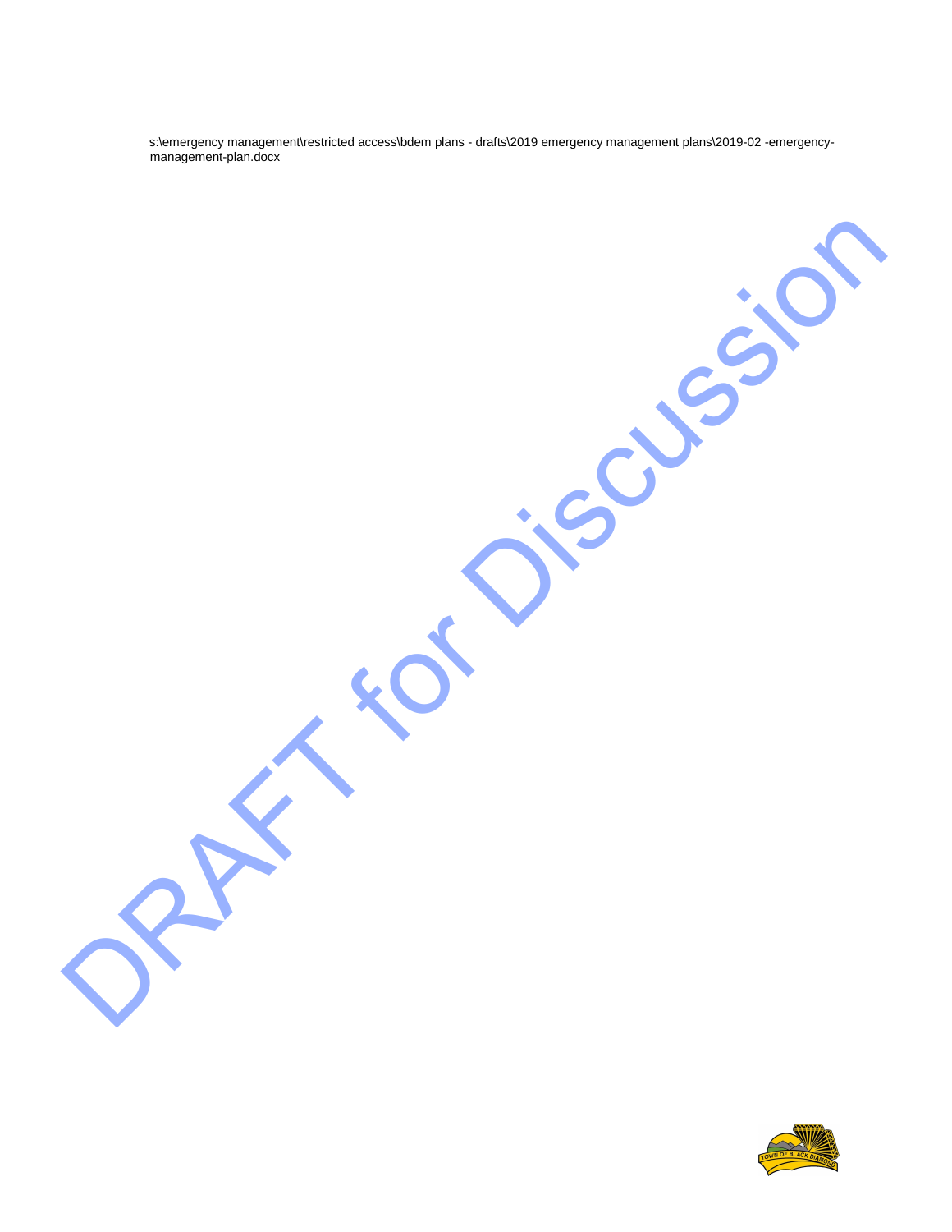s:\emergency management\restricted access\bdem plans - drafts\2019 emergency management plans\2019-02 -emergency-management-plan.docx

DRAFT for Discussion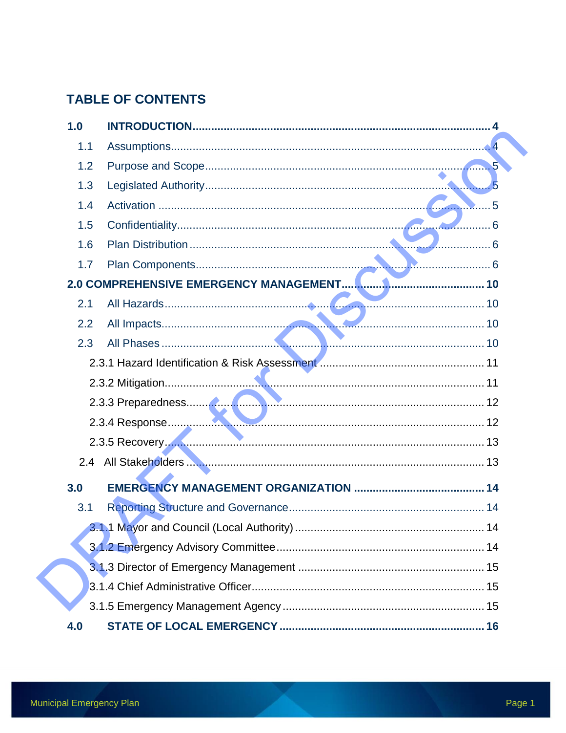# TABLE OF CONTENTS

**1.0 INTRODUCTION** .......... 4

- 1.1 Assumptions .......... 4
- 1.2 Purpose and Scope .......... 5
- 1.3 Legislated Authority .......... 5
- 1.4 Activation .......... 5
- 1.5 Confidentiality .......... 6
- 1.6 Plan Distribution .......... 6
- 1.7 Plan Components .......... 6

**2.0 COMPREHENSIVE EMERGENCY MANAGEMENT** .......... 10

- 2.1 All Hazards .......... 10
- 2.2 All Impacts .......... 10
- 2.3 All Phases .......... 10
  - 2.3.1 Hazard Identification & Risk Assessment .......... 11
  - 2.3.2 Mitigation .......... 11
  - 2.3.3 Preparedness .......... 12
  - 2.3.4 Response .......... 12
  - 2.3.5 Recovery .......... 13
- 2.4 All Stakeholders .......... 13

**3.0 EMERGENCY MANAGEMENT ORGANIZATION** .......... 14

- 3.1 Reporting Structure and Governance .......... 14
  - 3.1.1 Mayor and Council (Local Authority) .......... 14
  - 3.1.2 Emergency Advisory Committee .......... 14
  - 3.1.3 Director of Emergency Management .......... 15
  - 3.1.4 Chief Administrative Officer .......... 15
  - 3.1.5 Emergency Management Agency .......... 15

**4.0 STATE OF LOCAL EMERGENCY** .......... 16

DRAFT for Discussion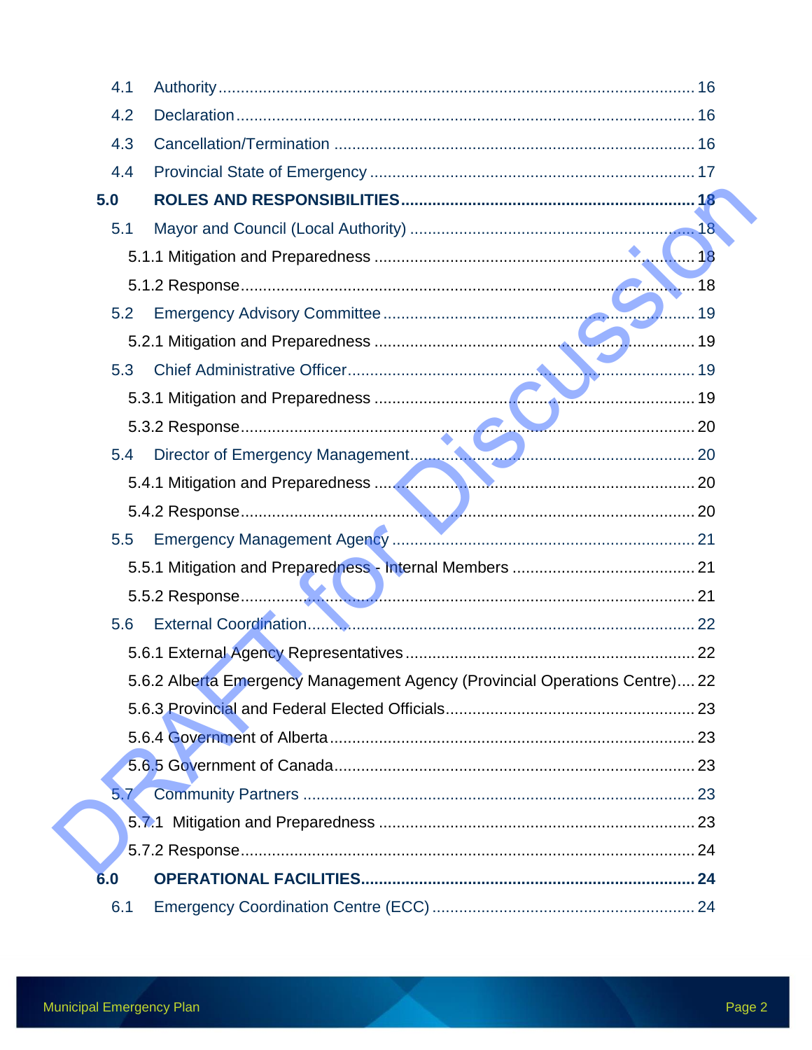4.1 Authority ........................................................................................................ 16

4.2 Declaration ..................................................................................................... 16

4.3 Cancellation/Termination ................................................................................ 16

4.4 Provincial State of Emergency ....................................................................... 17

**5.0 ROLES AND RESPONSIBILITIES ................................................................. 18**

5.1 Mayor and Council (Local Authority) .............................................................. 18

5.1.1 Mitigation and Preparedness ........................................................................ 18

5.1.2 Response ...................................................................................................... 18

5.2 Emergency Advisory Committee .................................................................... 19

5.2.1 Mitigation and Preparedness ........................................................................ 19

5.3 Chief Administrative Officer ............................................................................ 19

5.3.1 Mitigation and Preparedness ........................................................................ 19

5.3.2 Response ...................................................................................................... 20

5.4 Director of Emergency Management .............................................................. 20

5.4.1 Mitigation and Preparedness ........................................................................ 20

5.4.2 Response ...................................................................................................... 20

5.5 Emergency Management Agency .................................................................. 21

5.5.1 Mitigation and Preparedness - Internal Members ......................................... 21

5.5.2 Response ...................................................................................................... 21

5.6 External Coordination ..................................................................................... 22

5.6.1 External Agency Representatives ................................................................. 22

5.6.2 Alberta Emergency Management Agency (Provincial Operations Centre) .... 22

5.6.3 Provincial and Federal Elected Officials ........................................................ 23

5.6.4 Government of Alberta .................................................................................. 23

5.6.5 Government of Canada ................................................................................. 23

5.7 Community Partners ....................................................................................... 23

5.7.1 Mitigation and Preparedness ........................................................................ 23

5.7.2 Response ...................................................................................................... 24

**6.0 OPERATIONAL FACILITIES ......................................................................... 24**

6.1 Emergency Coordination Centre (ECC) ......................................................... 24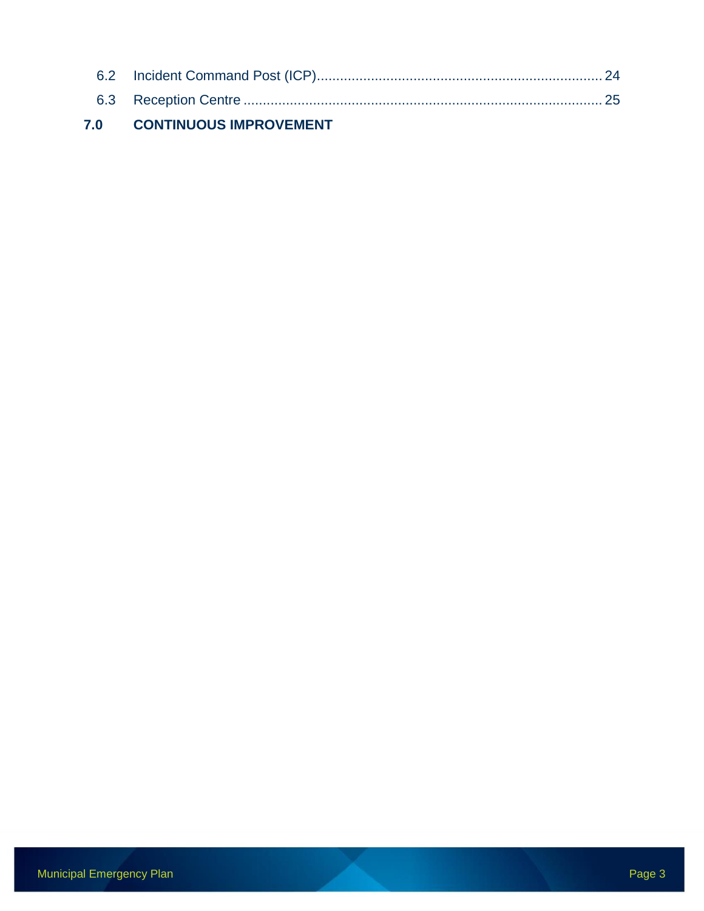6.2 Incident Command Post (ICP) ........................................................................ 24

6.3 Reception Centre ........................................................................................ 25

**7.0 CONTINUOUS IMPROVEMENT**